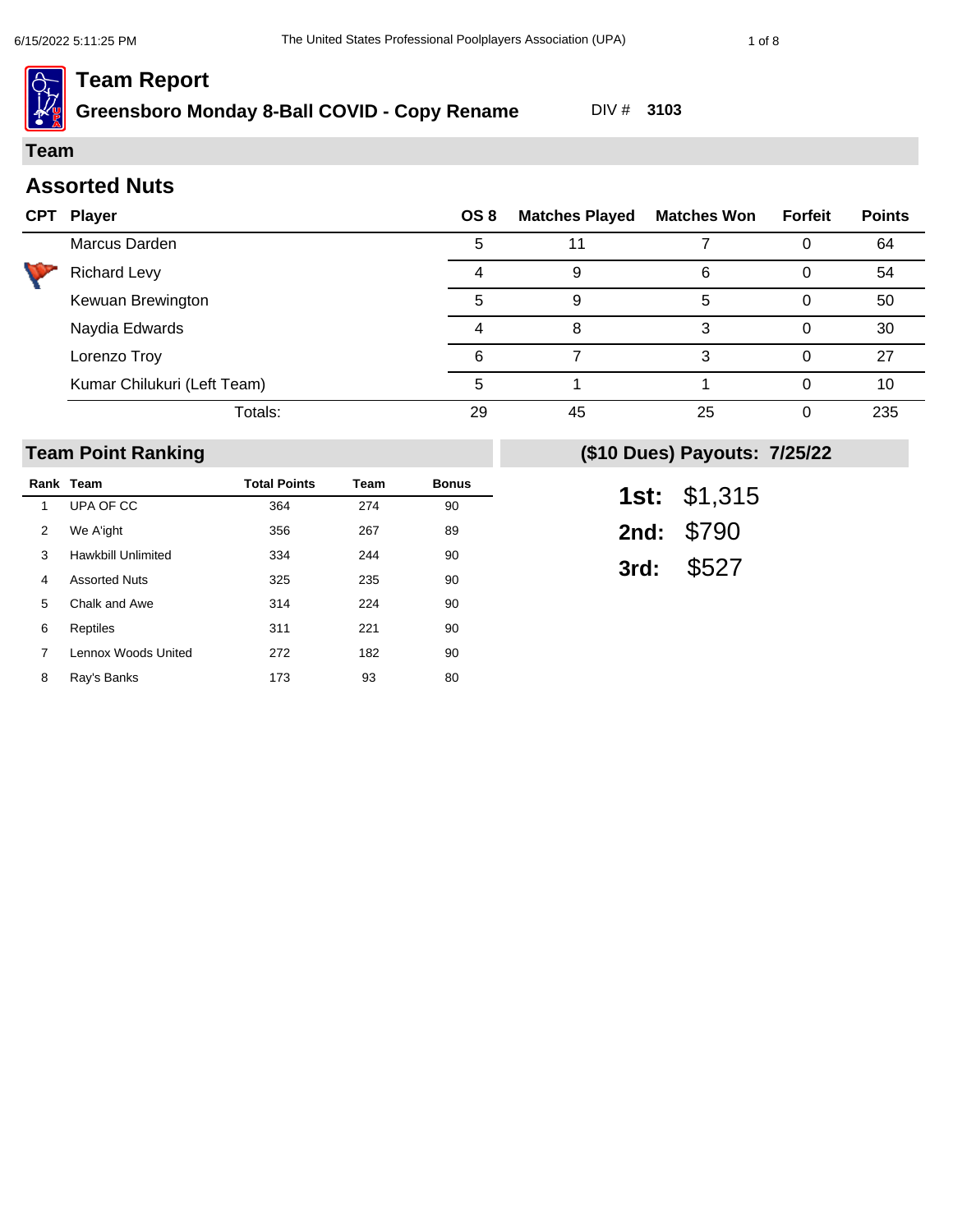# Team Report

**Greensboro Monday 8-Ball COVID - Copy Rename** DIV # **3103**

## Team

### Assorted Nuts

| CPT | Player | OS 8 | Matches Played | Matches Won | Forfeit | Points |
|---|---|---|---|---|---|---|
| | Marcus Darden | 5 | 11 | 7 | 0 | 64 |
| | Richard Levy | 4 | 9 | 6 | 0 | 54 |
| | Kewuan Brewington | 5 | 9 | 5 | 0 | 50 |
| | Naydia Edwards | 4 | 8 | 3 | 0 | 30 |
| | Lorenzo Troy | 6 | 7 | 3 | 0 | 27 |
| | Kumar Chilukuri (Left Team) | 5 | 1 | 1 | 0 | 10 |
| | Totals: | 29 | 45 | 25 | 0 | 235 |

## Team Point Ranking

| Rank | Team | Total Points | Team | Bonus |
|---|---|---|---|---|
| 1 | UPA OF CC | 364 | 274 | 90 |
| 2 | We A'ight | 356 | 267 | 89 |
| 3 | Hawkbill Unlimited | 334 | 244 | 90 |
| 4 | Assorted Nuts | 325 | 235 | 90 |
| 5 | Chalk and Awe | 314 | 224 | 90 |
| 6 | Reptiles | 311 | 221 | 90 |
| 7 | Lennox Woods United | 272 | 182 | 90 |
| 8 | Ray's Banks | 173 | 93 | 80 |

## ($10 Dues) Payouts: 7/25/22

**1st:** $1,315

**2nd:** $790

**3rd:** $527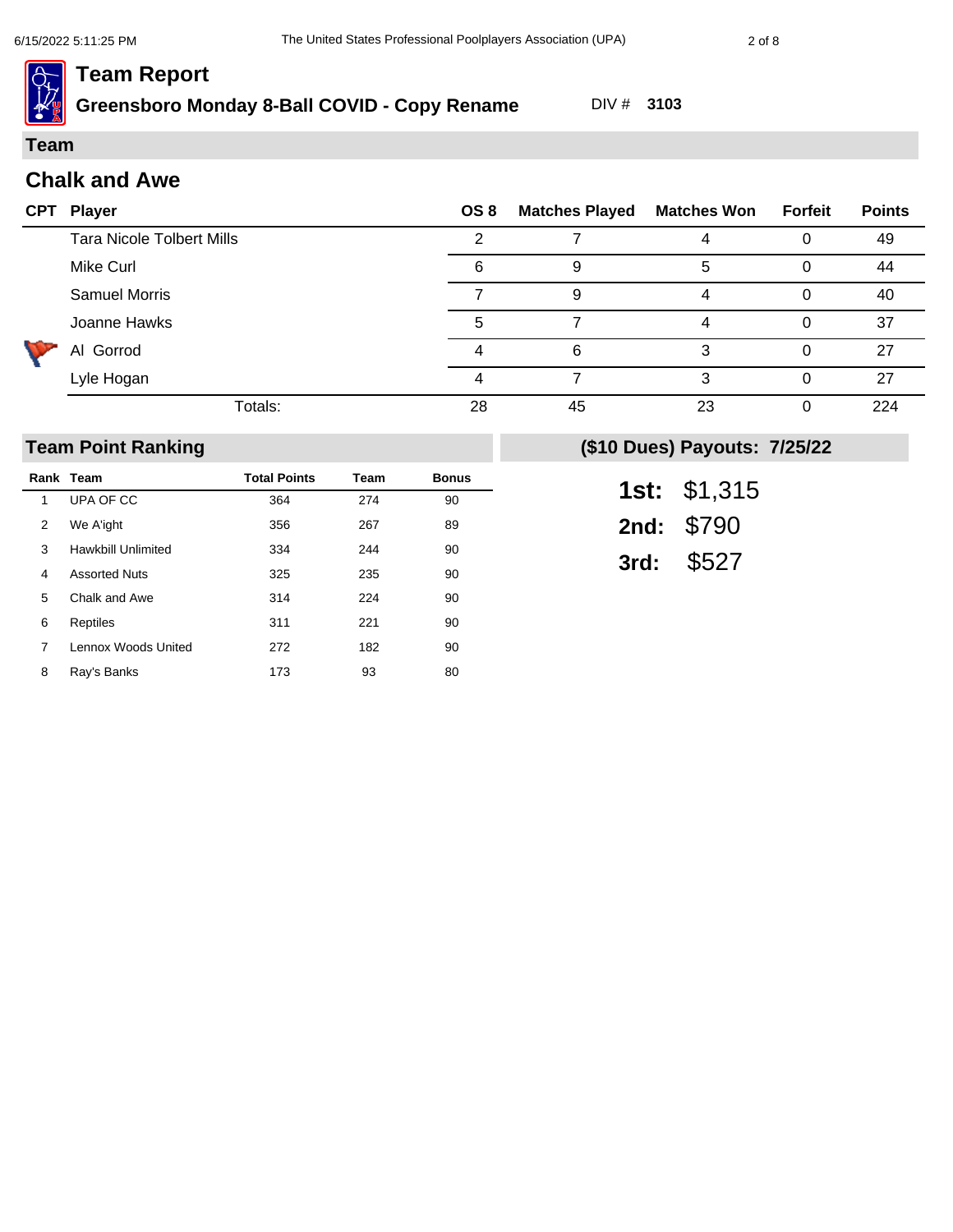# Team Report

## Greensboro Monday 8-Ball COVID - Copy Rename

DIV # **3103**

## Team

### Chalk and Awe

| CPT | Player | OS 8 | Matches Played | Matches Won | Forfeit | Points |
|---|---|---|---|---|---|---|
| | Tara Nicole Tolbert Mills | 2 | 7 | 4 | 0 | 49 |
| | Mike Curl | 6 | 9 | 5 | 0 | 44 |
| | Samuel Morris | 7 | 9 | 4 | 0 | 40 |
| | Joanne Hawks | 5 | 7 | 4 | 0 | 37 |
| ✓ | Al Gorrod | 4 | 6 | 3 | 0 | 27 |
| | Lyle Hogan | 4 | 7 | 3 | 0 | 27 |
| | Totals: | 28 | 45 | 23 | 0 | 224 |

## Team Point Ranking

| Rank | Team | Total Points | Team | Bonus |
|---|---|---|---|---|
| 1 | UPA OF CC | 364 | 274 | 90 |
| 2 | We A'ight | 356 | 267 | 89 |
| 3 | Hawkbill Unlimited | 334 | 244 | 90 |
| 4 | Assorted Nuts | 325 | 235 | 90 |
| 5 | Chalk and Awe | 314 | 224 | 90 |
| 6 | Reptiles | 311 | 221 | 90 |
| 7 | Lennox Woods United | 272 | 182 | 90 |
| 8 | Ray's Banks | 173 | 93 | 80 |

## ($10 Dues) Payouts: 7/25/22

**1st:** $1,315

**2nd:** $790

**3rd:** $527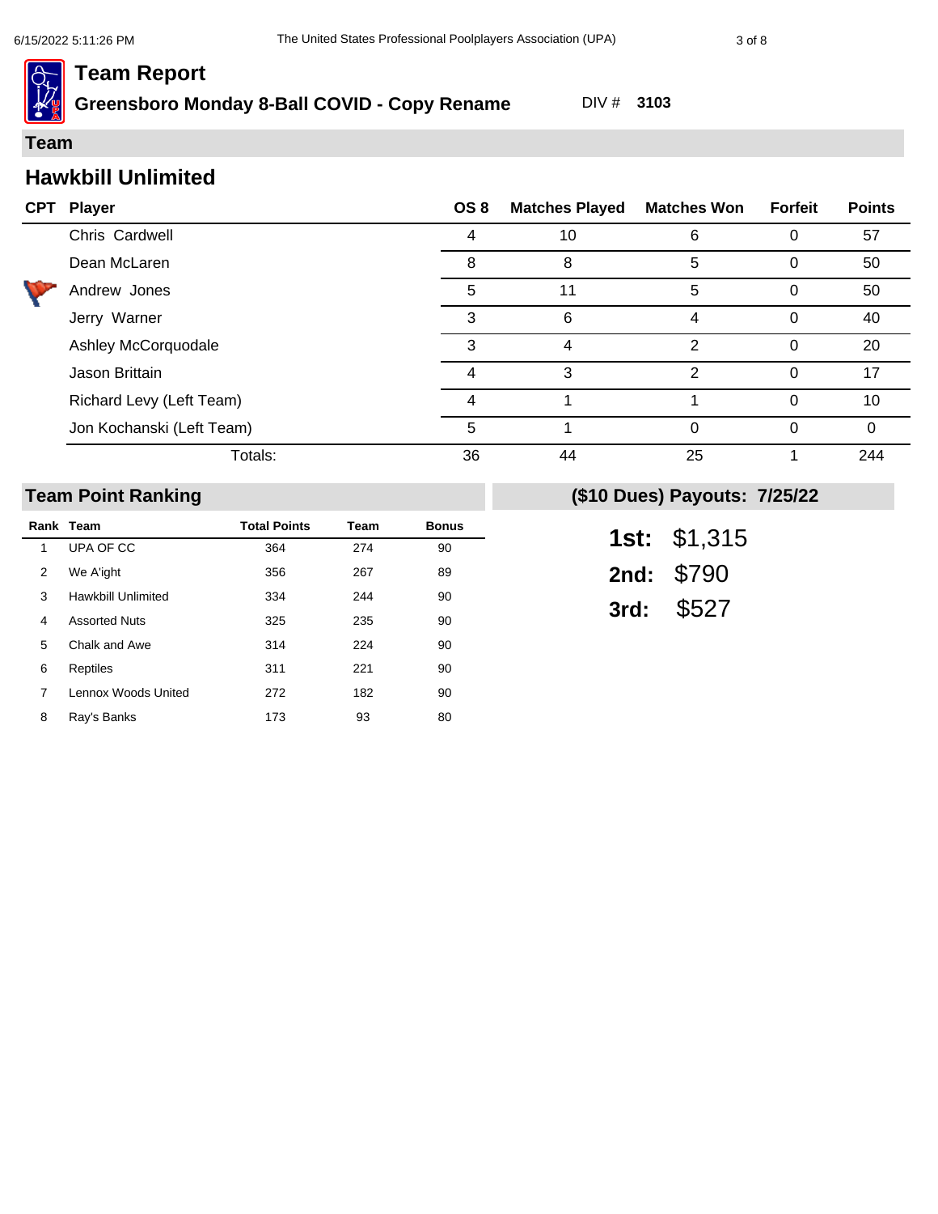# Team Report

## Greensboro Monday 8-Ball COVID - Copy Rename

DIV # **3103**

## Team

### Hawkbill Unlimited

| CPT | Player | OS 8 | Matches Played | Matches Won | Forfeit | Points |
|---|---|---|---|---|---|---|
| | Chris Cardwell | 4 | 10 | 6 | 0 | 57 |
| | Dean McLaren | 8 | 8 | 5 | 0 | 50 |
| CPT | Andrew Jones | 5 | 11 | 5 | 0 | 50 |
| | Jerry Warner | 3 | 6 | 4 | 0 | 40 |
| | Ashley McCorquodale | 3 | 4 | 2 | 0 | 20 |
| | Jason Brittain | 4 | 3 | 2 | 0 | 17 |
| | Richard Levy (Left Team) | 4 | 1 | 1 | 0 | 10 |
| | Jon Kochanski (Left Team) | 5 | 1 | 0 | 0 | 0 |
| | Totals: | 36 | 44 | 25 | 1 | 244 |

## Team Point Ranking

| Rank | Team | Total Points | Team | Bonus |
|---|---|---|---|---|
| 1 | UPA OF CC | 364 | 274 | 90 |
| 2 | We A'ight | 356 | 267 | 89 |
| 3 | Hawkbill Unlimited | 334 | 244 | 90 |
| 4 | Assorted Nuts | 325 | 235 | 90 |
| 5 | Chalk and Awe | 314 | 224 | 90 |
| 6 | Reptiles | 311 | 221 | 90 |
| 7 | Lennox Woods United | 272 | 182 | 90 |
| 8 | Ray's Banks | 173 | 93 | 80 |

## ($10 Dues) Payouts: 7/25/22

**1st:** $1,315

**2nd:** $790

**3rd:** $527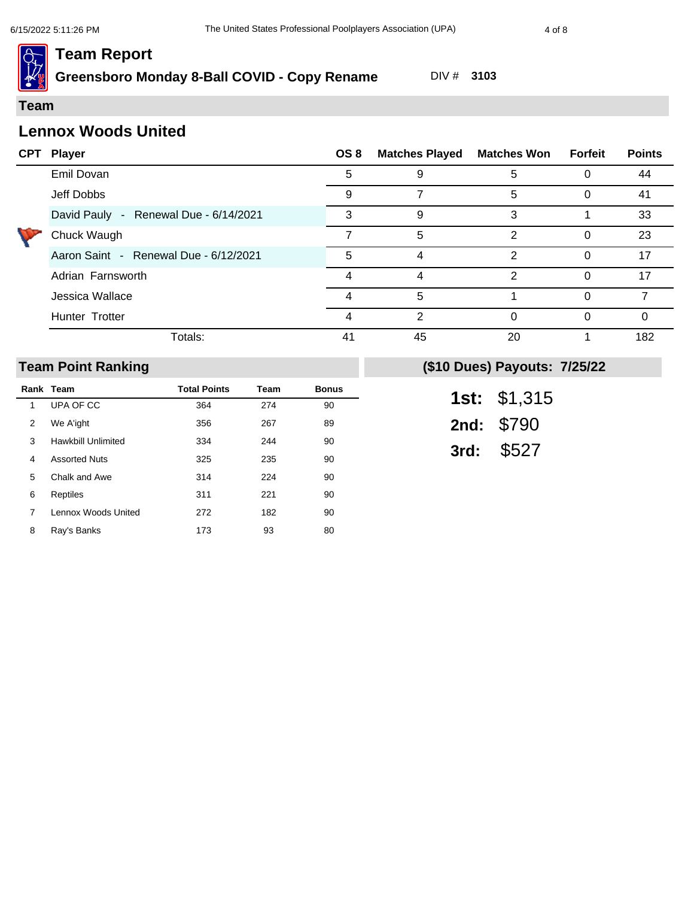# Team Report

**Greensboro Monday 8-Ball COVID - Copy Rename** DIV # **3103**

## Team

### Lennox Woods United

| CPT | Player | OS 8 | Matches Played | Matches Won | Forfeit | Points |
|---|---|---|---|---|---|---|
| | Emil Dovan | 5 | 9 | 5 | 0 | 44 |
| | Jeff Dobbs | 9 | 7 | 5 | 0 | 41 |
| | David Pauly - Renewal Due - 6/14/2021 | 3 | 9 | 3 | 1 | 33 |
| | Chuck Waugh | 7 | 5 | 2 | 0 | 23 |
| | Aaron Saint - Renewal Due - 6/12/2021 | 5 | 4 | 2 | 0 | 17 |
| | Adrian Farnsworth | 4 | 4 | 2 | 0 | 17 |
| | Jessica Wallace | 4 | 5 | 1 | 0 | 7 |
| | Hunter Trotter | 4 | 2 | 0 | 0 | 0 |
| | Totals: | 41 | 45 | 20 | 1 | 182 |

## Team Point Ranking

| Rank | Team | Total Points | Team | Bonus |
|---|---|---|---|---|
| 1 | UPA OF CC | 364 | 274 | 90 |
| 2 | We A'ight | 356 | 267 | 89 |
| 3 | Hawkbill Unlimited | 334 | 244 | 90 |
| 4 | Assorted Nuts | 325 | 235 | 90 |
| 5 | Chalk and Awe | 314 | 224 | 90 |
| 6 | Reptiles | 311 | 221 | 90 |
| 7 | Lennox Woods United | 272 | 182 | 90 |
| 8 | Ray's Banks | 173 | 93 | 80 |

## ($10 Dues) Payouts: 7/25/22

**1st:** $1,315

**2nd:** $790

**3rd:** $527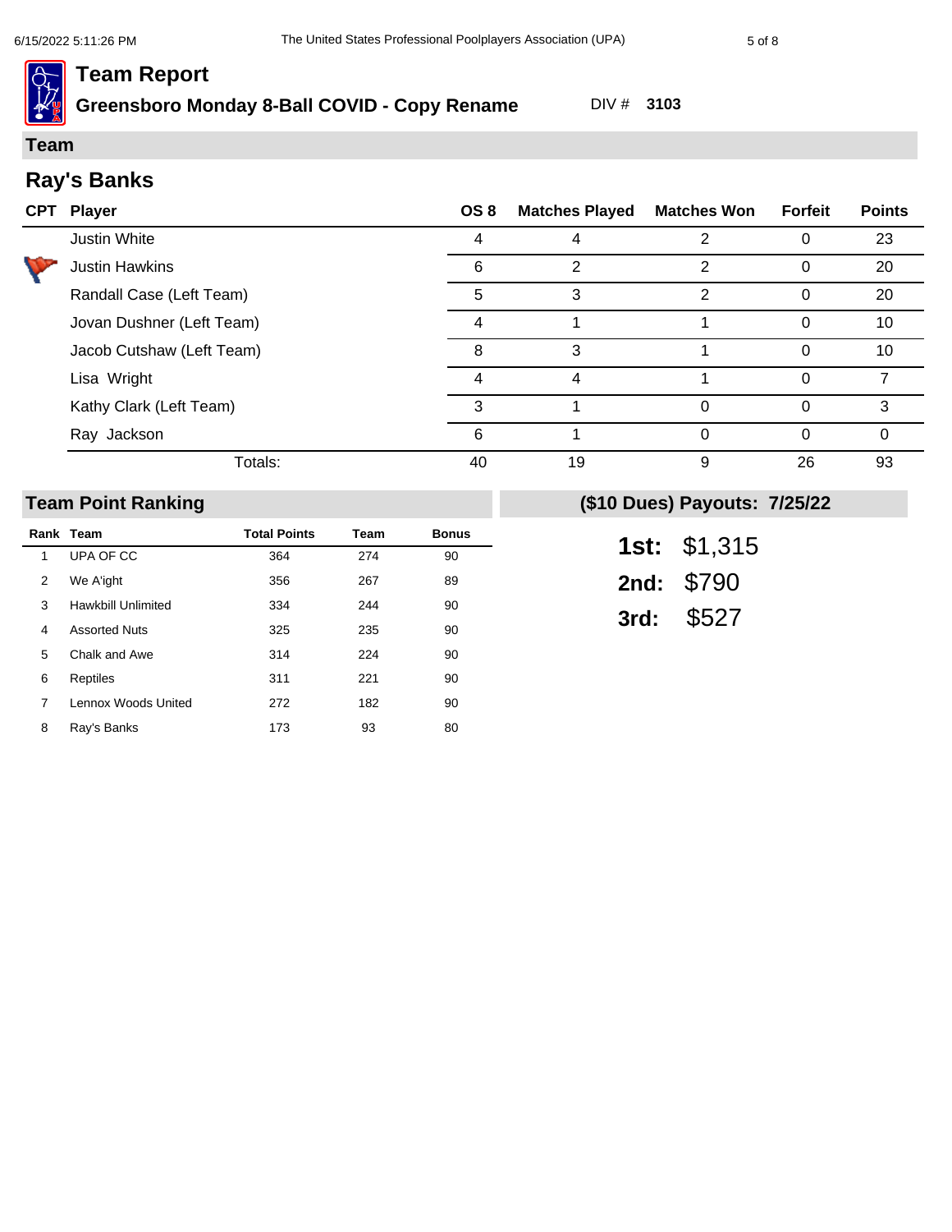# Team Report

## Greensboro Monday 8-Ball COVID - Copy Rename

DIV # **3103**

## Team

## Ray's Banks

| CPT | Player | OS 8 | Matches Played | Matches Won | Forfeit | Points |
|---|---|---|---|---|---|---|
| | Justin White | 4 | 4 | 2 | 0 | 23 |
| | Justin Hawkins | 6 | 2 | 2 | 0 | 20 |
| | Randall Case (Left Team) | 5 | 3 | 2 | 0 | 20 |
| | Jovan Dushner (Left Team) | 4 | 1 | 1 | 0 | 10 |
| | Jacob Cutshaw (Left Team) | 8 | 3 | 1 | 0 | 10 |
| | Lisa Wright | 4 | 4 | 1 | 0 | 7 |
| | Kathy Clark (Left Team) | 3 | 1 | 0 | 0 | 3 |
| | Ray Jackson | 6 | 1 | 0 | 0 | 0 |
| | Totals: | 40 | 19 | 9 | 26 | 93 |

## Team Point Ranking

| Rank | Team | Total Points | Team | Bonus |
|---|---|---|---|---|
| 1 | UPA OF CC | 364 | 274 | 90 |
| 2 | We A'ight | 356 | 267 | 89 |
| 3 | Hawkbill Unlimited | 334 | 244 | 90 |
| 4 | Assorted Nuts | 325 | 235 | 90 |
| 5 | Chalk and Awe | 314 | 224 | 90 |
| 6 | Reptiles | 311 | 221 | 90 |
| 7 | Lennox Woods United | 272 | 182 | 90 |
| 8 | Ray's Banks | 173 | 93 | 80 |

## ($10 Dues) Payouts: 7/25/22

**1st:** $1,315

**2nd:** $790

**3rd:** $527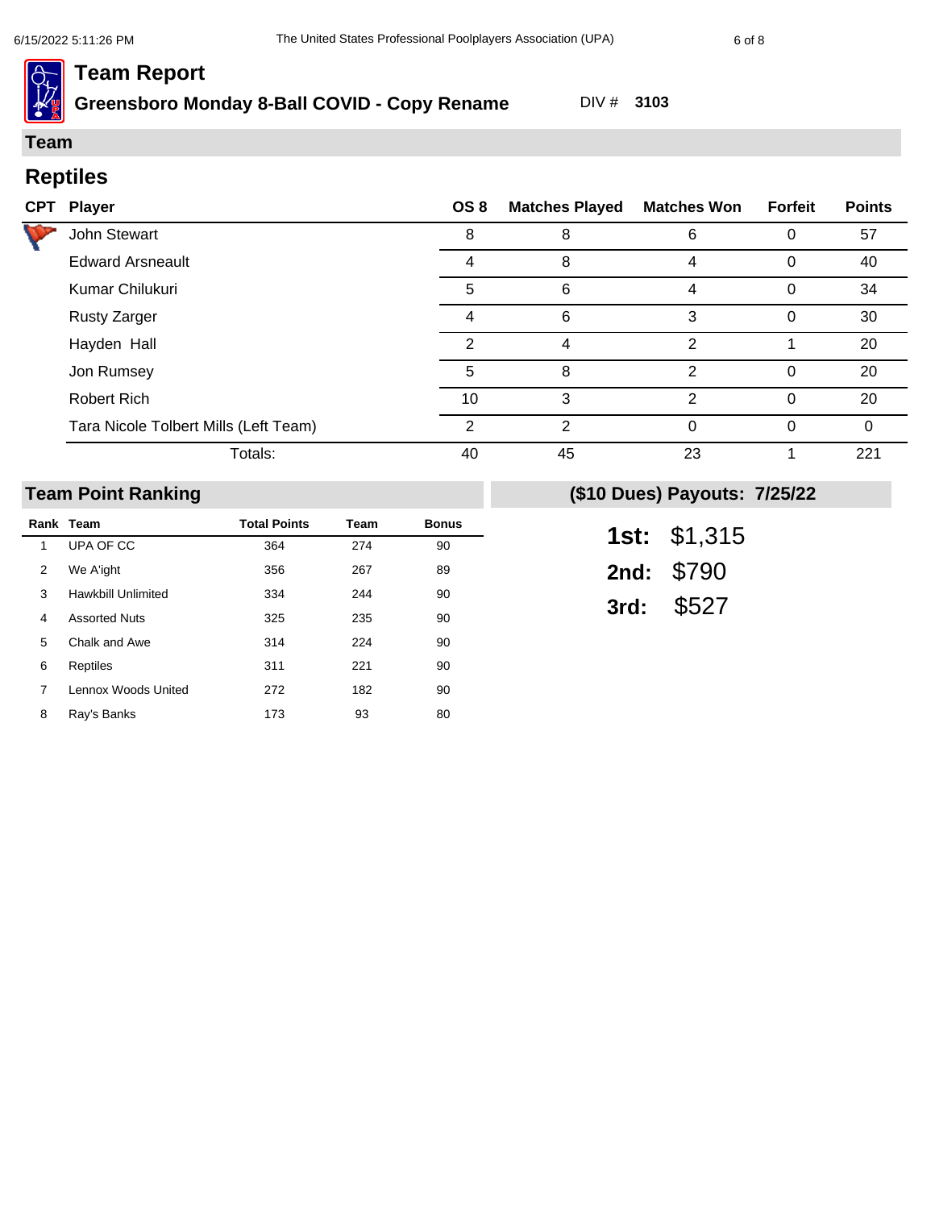# Team Report

**Greensboro Monday 8-Ball COVID - Copy Rename** DIV # **3103**

## Team

### Reptiles

| CPT | Player | OS 8 | Matches Played | Matches Won | Forfeit | Points |
|---|---|---|---|---|---|---|
| | John Stewart | 8 | 8 | 6 | 0 | 57 |
| | Edward Arsneault | 4 | 8 | 4 | 0 | 40 |
| | Kumar Chilukuri | 5 | 6 | 4 | 0 | 34 |
| | Rusty Zarger | 4 | 6 | 3 | 0 | 30 |
| | Hayden Hall | 2 | 4 | 2 | 1 | 20 |
| | Jon Rumsey | 5 | 8 | 2 | 0 | 20 |
| | Robert Rich | 10 | 3 | 2 | 0 | 20 |
| | Tara Nicole Tolbert Mills (Left Team) | 2 | 2 | 0 | 0 | 0 |
| | Totals: | 40 | 45 | 23 | 1 | 221 |

## Team Point Ranking

| Rank | Team | Total Points | Team | Bonus |
|---|---|---|---|---|
| 1 | UPA OF CC | 364 | 274 | 90 |
| 2 | We A'ight | 356 | 267 | 89 |
| 3 | Hawkbill Unlimited | 334 | 244 | 90 |
| 4 | Assorted Nuts | 325 | 235 | 90 |
| 5 | Chalk and Awe | 314 | 224 | 90 |
| 6 | Reptiles | 311 | 221 | 90 |
| 7 | Lennox Woods United | 272 | 182 | 90 |
| 8 | Ray's Banks | 173 | 93 | 80 |

## ($10 Dues) Payouts: 7/25/22

**1st:** $1,315

**2nd:** $790

**3rd:** $527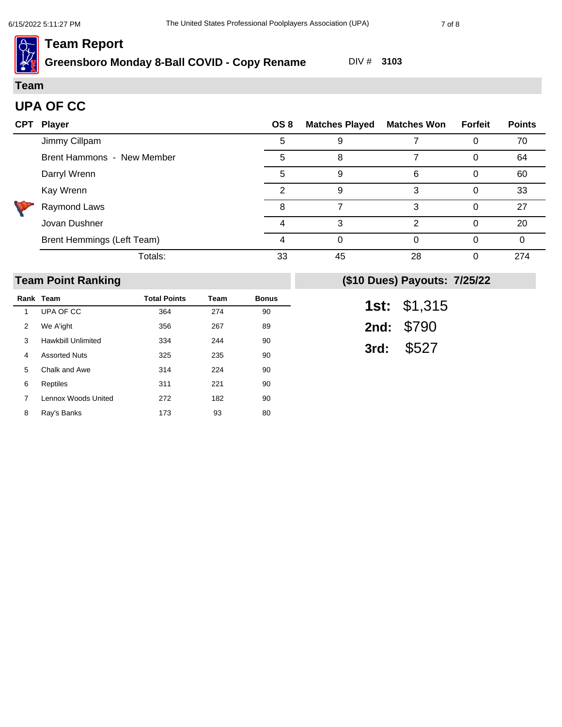# Team Report

**Greensboro Monday 8-Ball COVID - Copy Rename** DIV # **3103**

## Team

## UPA OF CC

| CPT | Player | OS 8 | Matches Played | Matches Won | Forfeit | Points |
|---|---|---|---|---|---|---|
| | Jimmy Cillpam | 5 | 9 | 7 | 0 | 70 |
| | Brent Hammons - New Member | 5 | 8 | 7 | 0 | 64 |
| | Darryl Wrenn | 5 | 9 | 6 | 0 | 60 |
| | Kay Wrenn | 2 | 9 | 3 | 0 | 33 |
| ✓ | Raymond Laws | 8 | 7 | 3 | 0 | 27 |
| | Jovan Dushner | 4 | 3 | 2 | 0 | 20 |
| | Brent Hemmings (Left Team) | 4 | 0 | 0 | 0 | 0 |
| | Totals: | 33 | 45 | 28 | 0 | 274 |

## Team Point Ranking

| Rank | Team | Total Points | Team | Bonus |
|---|---|---|---|---|
| 1 | UPA OF CC | 364 | 274 | 90 |
| 2 | We A'ight | 356 | 267 | 89 |
| 3 | Hawkbill Unlimited | 334 | 244 | 90 |
| 4 | Assorted Nuts | 325 | 235 | 90 |
| 5 | Chalk and Awe | 314 | 224 | 90 |
| 6 | Reptiles | 311 | 221 | 90 |
| 7 | Lennox Woods United | 272 | 182 | 90 |
| 8 | Ray's Banks | 173 | 93 | 80 |

## ($10 Dues) Payouts: 7/25/22

**1st:** $1,315

**2nd:** $790

**3rd:** $527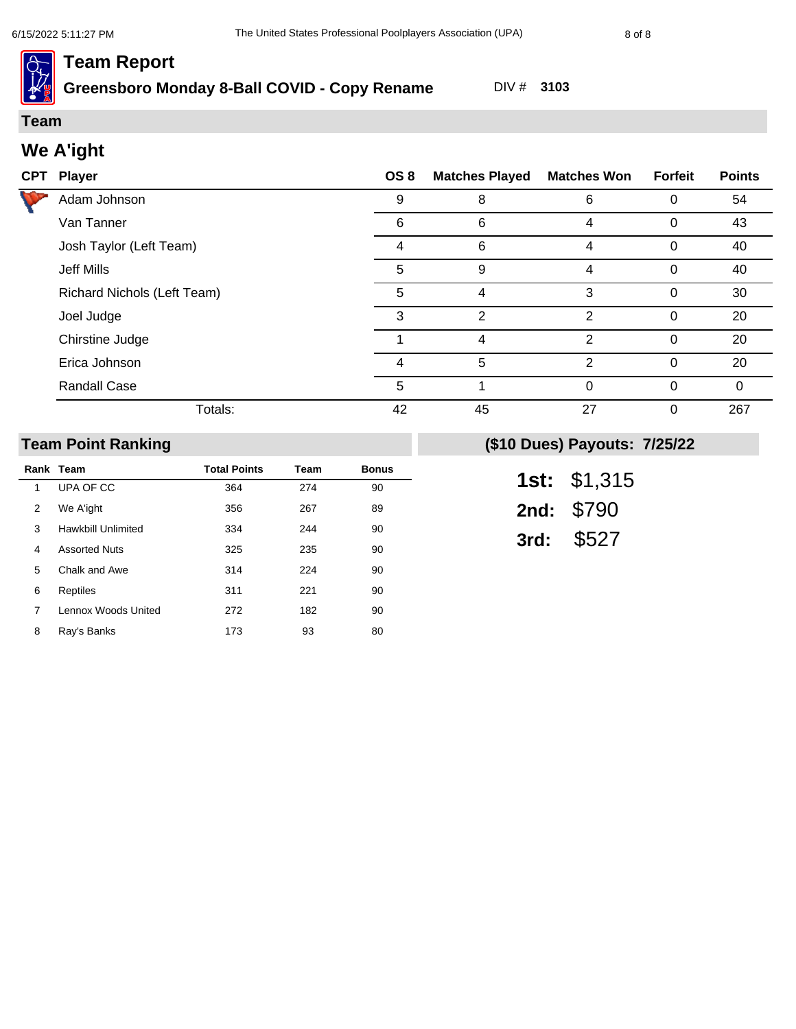# Team Report

## Greensboro Monday 8-Ball COVID - Copy Rename

DIV # **3103**

### Team

## We A'ight

| CPT | Player | OS 8 | Matches Played | Matches Won | Forfeit | Points |
|---|---|---|---|---|---|---|
| | Adam Johnson | 9 | 8 | 6 | 0 | 54 |
| | Van Tanner | 6 | 6 | 4 | 0 | 43 |
| | Josh Taylor (Left Team) | 4 | 6 | 4 | 0 | 40 |
| | Jeff Mills | 5 | 9 | 4 | 0 | 40 |
| | Richard Nichols (Left Team) | 5 | 4 | 3 | 0 | 30 |
| | Joel Judge | 3 | 2 | 2 | 0 | 20 |
| | Chirstine Judge | 1 | 4 | 2 | 0 | 20 |
| | Erica Johnson | 4 | 5 | 2 | 0 | 20 |
| | Randall Case | 5 | 1 | 0 | 0 | 0 |
| | Totals: | 42 | 45 | 27 | 0 | 267 |

### Team Point Ranking

| Rank | Team | Total Points | Team | Bonus |
|---|---|---|---|---|
| 1 | UPA OF CC | 364 | 274 | 90 |
| 2 | We A'ight | 356 | 267 | 89 |
| 3 | Hawkbill Unlimited | 334 | 244 | 90 |
| 4 | Assorted Nuts | 325 | 235 | 90 |
| 5 | Chalk and Awe | 314 | 224 | 90 |
| 6 | Reptiles | 311 | 221 | 90 |
| 7 | Lennox Woods United | 272 | 182 | 90 |
| 8 | Ray's Banks | 173 | 93 | 80 |

### ($10 Dues) Payouts: 7/25/22

**1st:** $1,315

**2nd:** $790

**3rd:** $527